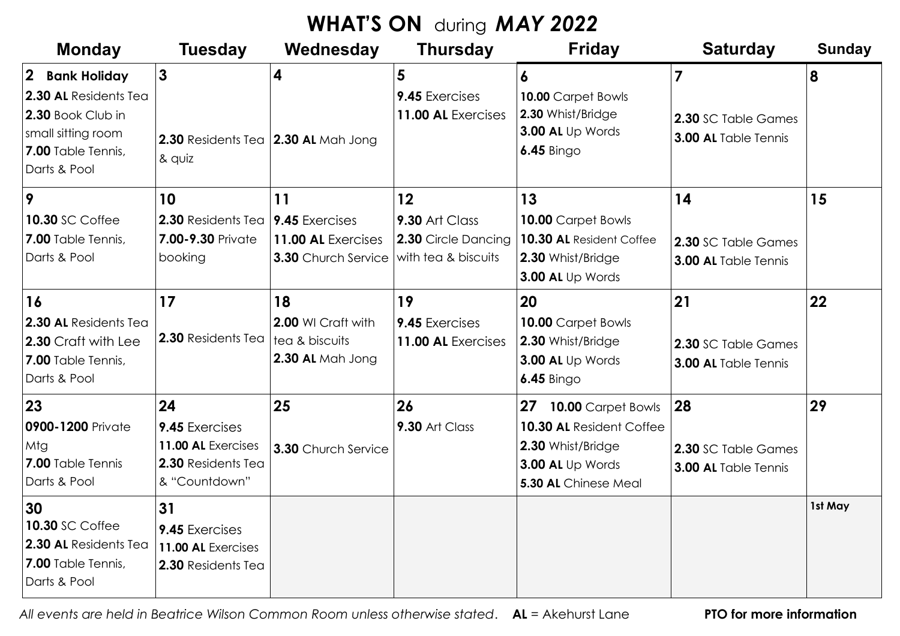# WHAT'S ON during *MAY 2022*

| Monday | Tuesday | Wednesday | Thursday | Friday | Saturday | Sunday |
|---|---|---|---|---|---|---|
| **2 Bank Holiday**<br>**2.30 AL** Residents Tea<br>**2.30** Book Club in small sitting room<br>**7.00** Table Tennis, Darts & Pool | **3**<br>**2.30** Residents Tea & quiz | **4**<br>**2.30 AL** Mah Jong | **5**<br>**9.45** Exercises<br>**11.00 AL** Exercises | **6**<br>**10.00** Carpet Bowls<br>**2.30** Whist/Bridge<br>**3.00 AL** Up Words<br>**6.45** Bingo | **7**<br>**2.30** SC Table Games<br>**3.00 AL** Table Tennis | **8** |
| **9**<br>**10.30** SC Coffee<br>**7.00** Table Tennis, Darts & Pool | **10**<br>**2.30** Residents Tea<br>**7.00-9.30** Private booking | **11**<br>**9.45** Exercises<br>**11.00 AL** Exercises<br>**3.30** Church Service | **12**<br>**9.30** Art Class<br>**2.30** Circle Dancing with tea & biscuits | **13**<br>**10.00** Carpet Bowls<br>**10.30 AL** Resident Coffee<br>**2.30** Whist/Bridge<br>**3.00 AL** Up Words | **14**<br>**2.30** SC Table Games<br>**3.00 AL** Table Tennis | **15** |
| **16**<br>**2.30 AL** Residents Tea<br>**2.30** Craft with Lee<br>**7.00** Table Tennis, Darts & Pool | **17**<br>**2.30** Residents Tea | **18**<br>**2.00** WI Craft with tea & biscuits<br>**2.30 AL** Mah Jong | **19**<br>**9.45** Exercises<br>**11.00 AL** Exercises | **20**<br>**10.00** Carpet Bowls<br>**2.30** Whist/Bridge<br>**3.00 AL** Up Words<br>**6.45** Bingo | **21**<br>**2.30** SC Table Games<br>**3.00 AL** Table Tennis | **22** |
| **23**<br>**0900-1200** Private Mtg<br>**7.00** Table Tennis Darts & Pool | **24**<br>**9.45** Exercises<br>**11.00 AL** Exercises<br>**2.30** Residents Tea & "Countdown" | **25**<br>**3.30** Church Service | **26**<br>**9.30** Art Class | **27** **10.00** Carpet Bowls<br>**10.30 AL** Resident Coffee<br>**2.30** Whist/Bridge<br>**3.00 AL** Up Words<br>**5.30 AL** Chinese Meal | **28**<br>**2.30** SC Table Games<br>**3.00 AL** Table Tennis | **29** |
| **30**<br>**10.30** SC Coffee<br>**2.30 AL** Residents Tea<br>**7.00** Table Tennis, Darts & Pool | **31**<br>**9.45** Exercises<br>**11.00 AL** Exercises<br>**2.30** Residents Tea | | | | | **1st May** |

*All events are held in Beatrice Wilson Common Room unless otherwise stated*. **AL** = Akehurst Lane

**PTO for more information**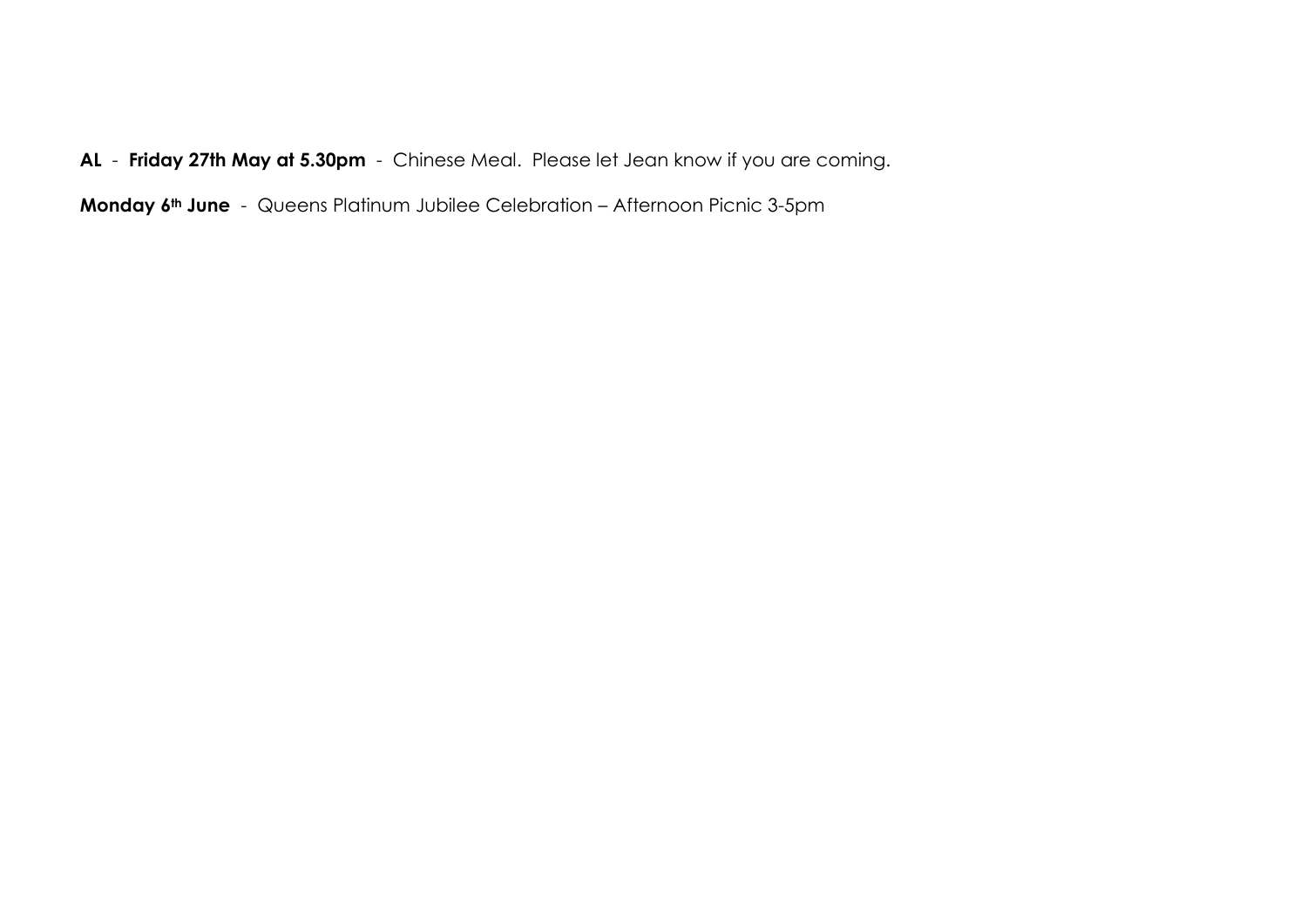**AL** - **Friday 27th May at 5.30pm** - Chinese Meal. Please let Jean know if you are coming.

**Monday 6th June** - Queens Platinum Jubilee Celebration – Afternoon Picnic 3-5pm